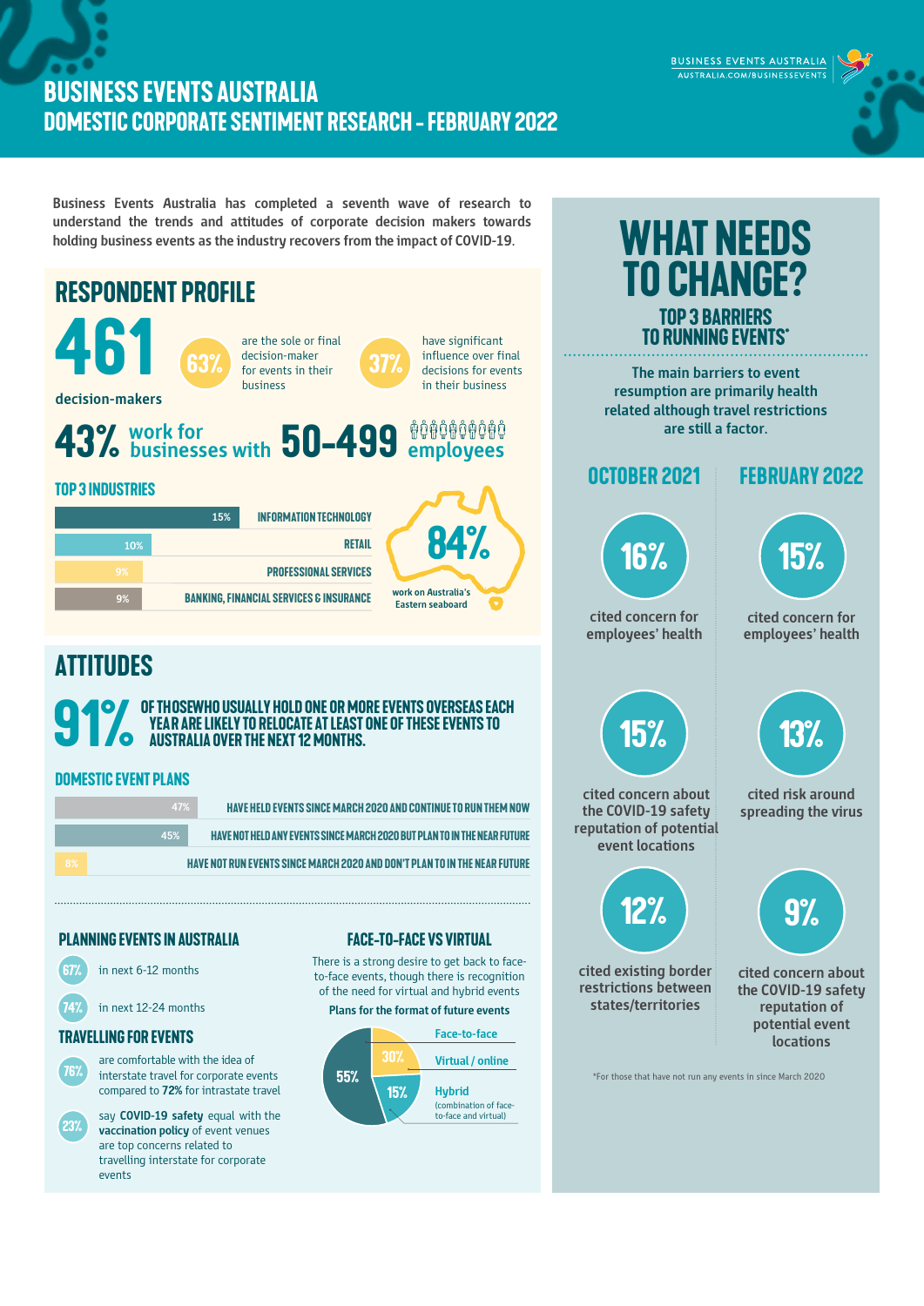# BUSINESS EVENTS AUSTRALIA
# DOMESTIC CORPORATE SENTIMENT RESEARCH – FEBRUARY 2022

BUSINESS EVENTS AUSTRALIA
AUSTRALIA.COM/BUSINESSEVENTS

Business Events Australia has completed a seventh wave of research to understand the trends and attitudes of corporate decision makers towards holding business events as the industry recovers from the impact of COVID-19.

## RESPONDENT PROFILE

**461** decision-makers

**63%** are the sole or final decision-maker for events in their business

**37%** have significant influence over final decisions for events in their business

**43%** work for businesses with **50-499** employees

### TOP 3 INDUSTRIES

| % | Industry |
|---|---|
| 15% | INFORMATION TECHNOLOGY |
| 10% | RETAIL |
| 9% | PROFESSIONAL SERVICES |
| 9% | BANKING, FINANCIAL SERVICES & INSURANCE |

**84%** work on Australia's Eastern seaboard

## ATTITUDES

**91%** OF THOSE WHO USUALLY HOLD ONE OR MORE EVENTS OVERSEAS EACH YEAR ARE LIKELY TO RELOCATE AT LEAST ONE OF THESE EVENTS TO AUSTRALIA OVER THE NEXT 12 MONTHS.

### DOMESTIC EVENT PLANS

| % | Plan |
|---|---|
| 47% | HAVE HELD EVENTS SINCE MARCH 2020 AND CONTINUE TO RUN THEM NOW |
| 45% | HAVE NOT HELD ANY EVENTS SINCE MARCH 2020 BUT PLAN TO IN THE NEAR FUTURE |
| 8% | HAVE NOT RUN EVENTS SINCE MARCH 2020 AND DON'T PLAN TO IN THE NEAR FUTURE |

### PLANNING EVENTS IN AUSTRALIA

- **67%** in next 6-12 months
- **74%** in next 12-24 months

### TRAVELLING FOR EVENTS

- **76%** are comfortable with the idea of interstate travel for corporate events compared to **72%** for intrastate travel
- **23%** say **COVID-19 safety** equal with the **vaccination policy** of event venues are top concerns related to travelling interstate for corporate events

### FACE-TO-FACE VS VIRTUAL

There is a strong desire to get back to face-to-face events, though there is recognition of the need for virtual and hybrid events

**Plans for the format of future events**

- Face-to-face: 55%
- Virtual / online: 30%
- Hybrid (combination of face-to-face and virtual): 15%

## WHAT NEEDS TO CHANGE?

### TOP 3 BARRIERS TO RUNNING EVENTS*

The main barriers to event resumption are primarily health related although travel restrictions are still a factor.

| OCTOBER 2021 | FEBRUARY 2022 |
|---|---|
| **16%** cited concern for employees' health | **15%** cited concern for employees' health |
| **15%** cited concern about the COVID-19 safety reputation of potential event locations | **13%** cited risk around spreading the virus |
| **12%** cited existing border restrictions between states/territories | **9%** cited concern about the COVID-19 safety reputation of potential event locations |

*For those that have not run any events in since March 2020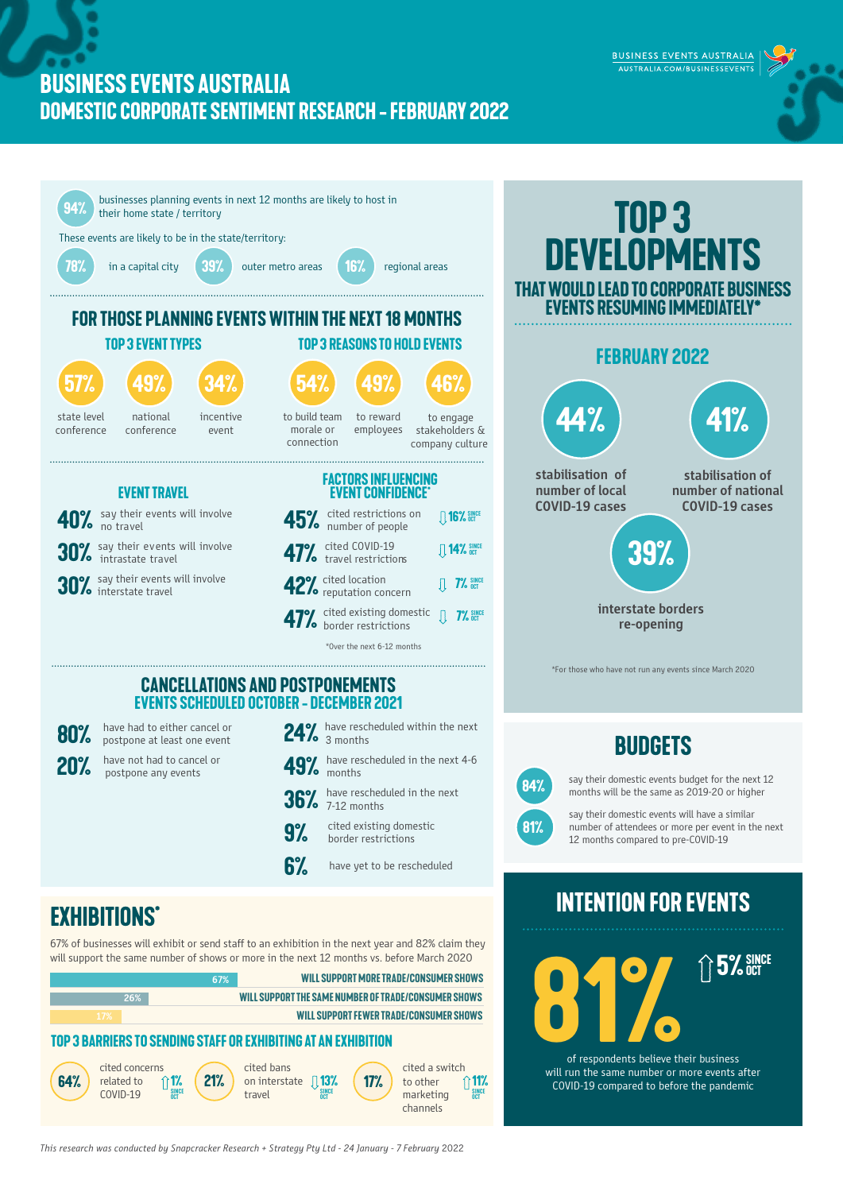# BUSINESS EVENTS AUSTRALIA
## DOMESTIC CORPORATE SENTIMENT RESEARCH – FEBRUARY 2022

BUSINESS EVENTS AUSTRALIA
AUSTRALIA.COM/BUSINESSEVENTS

**94%** businesses planning events in next 12 months are likely to host in their home state / territory

These events are likely to be in the state/territory:

- **78%** in a capital city
- **39%** outer metro areas
- **16%** regional areas

## FOR THOSE PLANNING EVENTS WITHIN THE NEXT 18 MONTHS

### TOP 3 EVENT TYPES

- **57%** state level conference
- **49%** national conference
- **34%** incentive event

### TOP 3 REASONS TO HOLD EVENTS

- **54%** to build team morale or connection
- **49%** to reward employees
- **46%** to engage stakeholders & company culture

### EVENT TRAVEL

- **40%** say their events will involve no travel
- **30%** say their events will involve intrastate travel
- **30%** say their events will involve interstate travel

### FACTORS INFLUENCING EVENT CONFIDENCE*

- **45%** cited restrictions on number of people ⇩ 16% SINCE OCT
- **47%** cited COVID-19 travel restrictions ⇩ 14% SINCE OCT
- **42%** cited location reputation concern ⇩ 7% SINCE OCT
- **47%** cited existing domestic border restrictions ⇩ 7% SINCE OCT

*Over the next 6-12 months

## CANCELLATIONS AND POSTPONEMENTS
### EVENTS SCHEDULED OCTOBER – DECEMBER 2021

- **80%** have had to either cancel or postpone at least one event
- **20%** have not had to cancel or postpone any events

- **24%** have rescheduled within the next 3 months
- **49%** have rescheduled in the next 4-6 months
- **36%** have rescheduled in the next 7-12 months
- **9%** cited existing domestic border restrictions
- **6%** have yet to be rescheduled

## EXHIBITIONS*

67% of businesses will exhibit or send staff to an exhibition in the next year and 82% claim they will support the same number of shows or more in the next 12 months vs. before March 2020

67% WILL SUPPORT MORE TRADE/CONSUMER SHOWS

26% WILL SUPPORT THE SAME NUMBER OF TRADE/CONSUMER SHOWS

17% WILL SUPPORT FEWER TRADE/CONSUMER SHOWS

### TOP 3 BARRIERS TO SENDING STAFF OR EXHIBITING AT AN EXHIBITION

- **64%** cited concerns related to COVID-19 ⇧ 1% SINCE OCT
- **21%** cited bans on interstate travel ⇩ 13% SINCE OCT
- **17%** cited a switch to other marketing channels ⇧ 11% SINCE OCT

## TOP 3 DEVELOPMENTS
### THAT WOULD LEAD TO CORPORATE BUSINESS EVENTS RESUMING IMMEDIATELY*

### FEBRUARY 2022

- **44%** stabilisation of number of local COVID-19 cases
- **41%** stabilisation of number of national COVID-19 cases
- **39%** interstate borders re-opening

*For those who have not run any events since March 2020

## BUDGETS

- **84%** say their domestic events budget for the next 12 months will be the same as 2019-20 or higher
- **81%** say their domestic events will have a similar number of attendees or more per event in the next 12 months compared to pre-COVID-19

## INTENTION FOR EVENTS

**81%** ⇧ 5% SINCE OCT

of respondents believe their business will run the same number or more events after COVID-19 compared to before the pandemic

*This research was conducted by Snapcracker Research + Strategy Pty Ltd - 24 January - 7 February 2022*